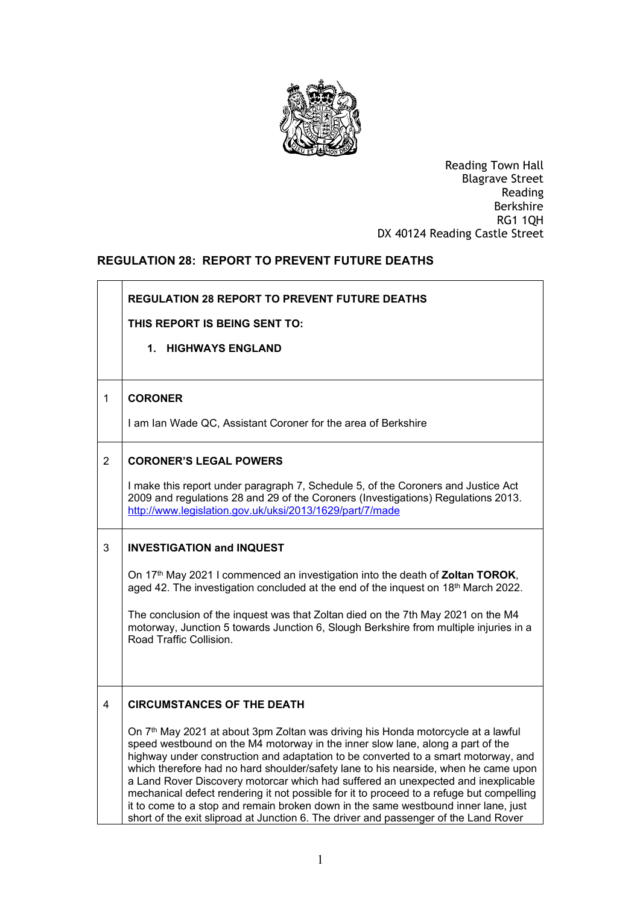Reading Town Hall
Blagrave Street
Reading
Berkshire
RG1 1QH
DX 40124 Reading Castle Street

## REGULATION 28: REPORT TO PREVENT FUTURE DEATHS

| | |
|---|---|
| | **REGULATION 28 REPORT TO PREVENT FUTURE DEATHS**<br><br>**THIS REPORT IS BEING SENT TO:**<br><br>**1. HIGHWAYS ENGLAND** |
| 1 | **CORONER**<br><br>I am Ian Wade QC, Assistant Coroner for the area of Berkshire |
| 2 | **CORONER'S LEGAL POWERS**<br><br>I make this report under paragraph 7, Schedule 5, of the Coroners and Justice Act 2009 and regulations 28 and 29 of the Coroners (Investigations) Regulations 2013. http://www.legislation.gov.uk/uksi/2013/1629/part/7/made |
| 3 | **INVESTIGATION and INQUEST**<br><br>On 17th May 2021 I commenced an investigation into the death of **Zoltan TOROK**, aged 42. The investigation concluded at the end of the inquest on 18th March 2022.<br><br>The conclusion of the inquest was that Zoltan died on the 7th May 2021 on the M4 motorway, Junction 5 towards Junction 6, Slough Berkshire from multiple injuries in a Road Traffic Collision. |
| 4 | **CIRCUMSTANCES OF THE DEATH**<br><br>On 7th May 2021 at about 3pm Zoltan was driving his Honda motorcycle at a lawful speed westbound on the M4 motorway in the inner slow lane, along a part of the highway under construction and adaptation to be converted to a smart motorway, and which therefore had no hard shoulder/safety lane to his nearside, when he came upon a Land Rover Discovery motorcar which had suffered an unexpected and inexplicable mechanical defect rendering it not possible for it to proceed to a refuge but compelling it to come to a stop and remain broken down in the same westbound inner lane, just short of the exit sliproad at Junction 6. The driver and passenger of the Land Rover |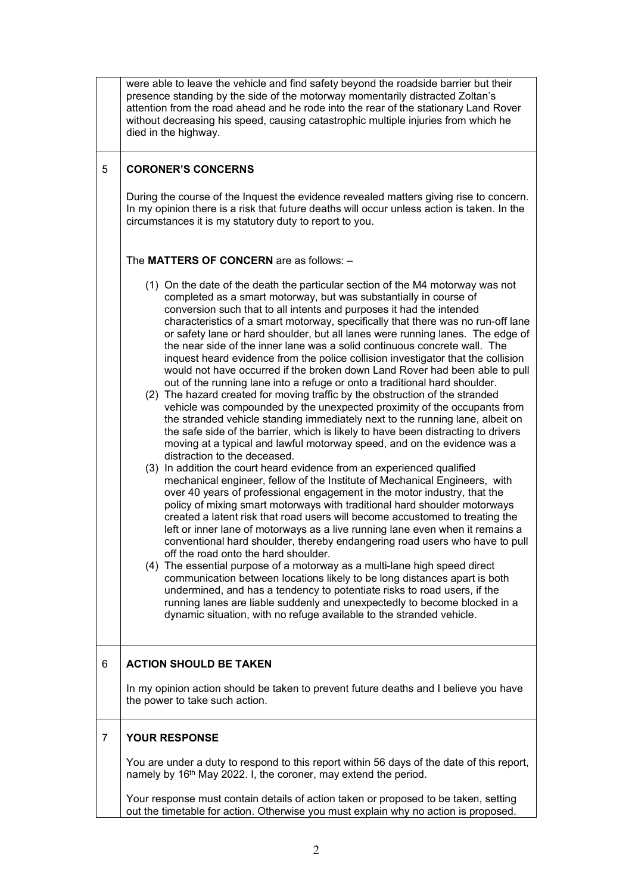| | |
|---|---|
| | were able to leave the vehicle and find safety beyond the roadside barrier but their presence standing by the side of the motorway momentarily distracted Zoltan's attention from the road ahead and he rode into the rear of the stationary Land Rover without decreasing his speed, causing catastrophic multiple injuries from which he died in the highway. |
| 5 | **CORONER'S CONCERNS**<br><br>During the course of the Inquest the evidence revealed matters giving rise to concern. In my opinion there is a risk that future deaths will occur unless action is taken. In the circumstances it is my statutory duty to report to you.<br><br>The **MATTERS OF CONCERN** are as follows: –<br><br>(1) On the date of the death the particular section of the M4 motorway was not completed as a smart motorway, but was substantially in course of conversion such that to all intents and purposes it had the intended characteristics of a smart motorway, specifically that there was no run-off lane or safety lane or hard shoulder, but all lanes were running lanes. The edge of the near side of the inner lane was a solid continuous concrete wall. The inquest heard evidence from the police collision investigator that the collision would not have occurred if the broken down Land Rover had been able to pull out of the running lane into a refuge or onto a traditional hard shoulder.<br>(2) The hazard created for moving traffic by the obstruction of the stranded vehicle was compounded by the unexpected proximity of the occupants from the stranded vehicle standing immediately next to the running lane, albeit on the safe side of the barrier, which is likely to have been distracting to drivers moving at a typical and lawful motorway speed, and on the evidence was a distraction to the deceased.<br>(3) In addition the court heard evidence from an experienced qualified mechanical engineer, fellow of the Institute of Mechanical Engineers, with over 40 years of professional engagement in the motor industry, that the policy of mixing smart motorways with traditional hard shoulder motorways created a latent risk that road users will become accustomed to treating the left or inner lane of motorways as a live running lane even when it remains a conventional hard shoulder, thereby endangering road users who have to pull off the road onto the hard shoulder.<br>(4) The essential purpose of a motorway as a multi-lane high speed direct communication between locations likely to be long distances apart is both undermined, and has a tendency to potentiate risks to road users, if the running lanes are liable suddenly and unexpectedly to become blocked in a dynamic situation, with no refuge available to the stranded vehicle. |
| 6 | **ACTION SHOULD BE TAKEN**<br><br>In my opinion action should be taken to prevent future deaths and I believe you have the power to take such action. |
| 7 | **YOUR RESPONSE**<br><br>You are under a duty to respond to this report within 56 days of the date of this report, namely by 16th May 2022. I, the coroner, may extend the period.<br><br>Your response must contain details of action taken or proposed to be taken, setting out the timetable for action. Otherwise you must explain why no action is proposed. |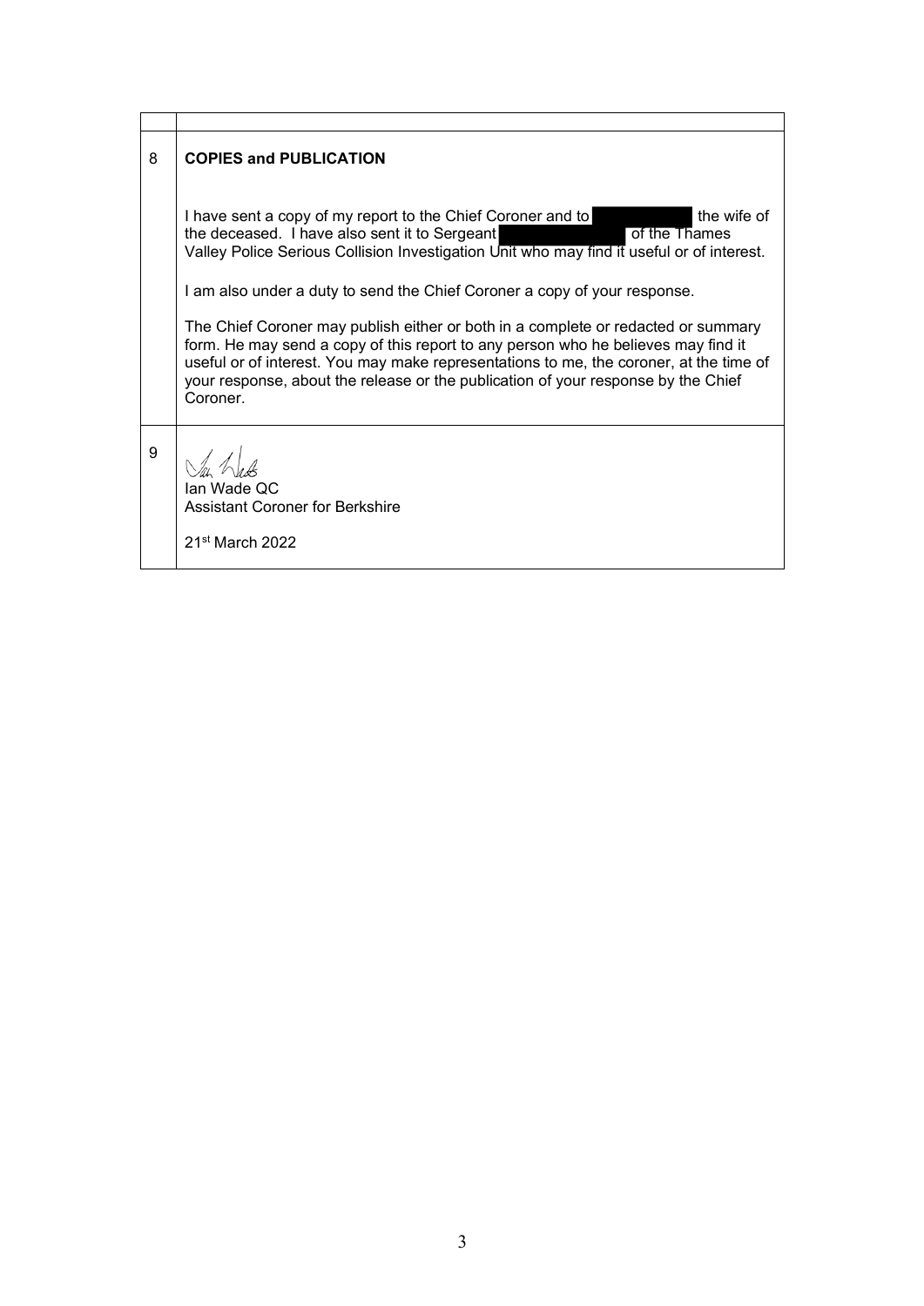| | |
|---|---|
| 8 | **COPIES and PUBLICATION**<br><br>I have sent a copy of my report to the Chief Coroner and to [REDACTED] the wife of the deceased. I have also sent it to Sergeant [REDACTED] of the Thames Valley Police Serious Collision Investigation Unit who may find it useful or of interest.<br><br>I am also under a duty to send the Chief Coroner a copy of your response.<br><br>The Chief Coroner may publish either or both in a complete or redacted or summary form. He may send a copy of this report to any person who he believes may find it useful or of interest. You may make representations to me, the coroner, at the time of your response, about the release or the publication of your response by the Chief Coroner. |
| 9 | Ian Wade QC<br>Assistant Coroner for Berkshire<br><br>21st March 2022 |